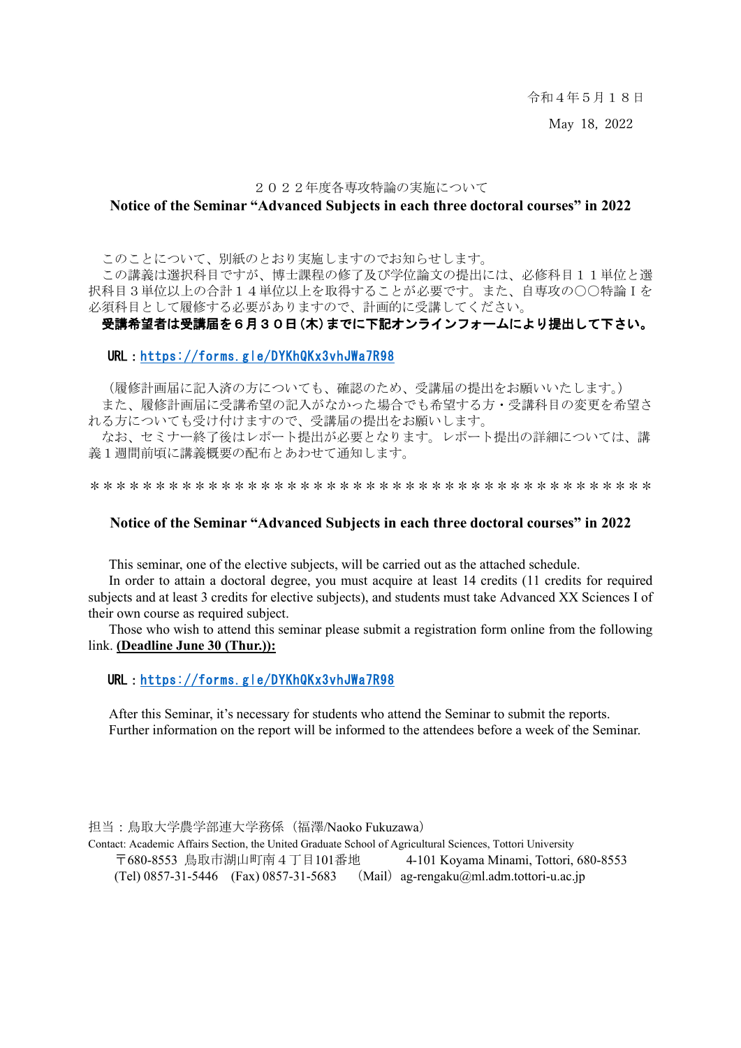令和４年５月１８日

May 18, 2022

## ２０２２年度各専攻特論の実施について

## Notice of the Seminar "Advanced Subjects in each three doctoral courses" in 2022

このことについて、別紙のとおり実施しますのでお知らせします。

この講義は選択科目ですが、博士課程の修了及び学位論文の提出には、必修科目１１単位と選択科目３単位以上の合計１４単位以上を取得することが必要です。また、自専攻の○○特論Ｉを必須科目として履修する必要がありますので、計画的に受講してください。

**受講希望者は受講届を６月３０日（木）までに下記オンラインフォームにより提出して下さい。**

URL：https://forms.gle/DYKhQKx3vhJWa7R98

（履修計画届に記入済の方についても、確認のため、受講届の提出をお願いいたします。）

また、履修計画届に受講希望の記入がなかった場合でも希望する方・受講科目の変更を希望される方についても受け付けますので、受講届の提出をお願いします。

なお、セミナー終了後はレポート提出が必要となります。レポート提出の詳細については、講義１週間前頃に講義概要の配布とあわせて通知します。

＊＊＊＊＊＊＊＊＊＊＊＊＊＊＊＊＊＊＊＊＊＊＊＊＊＊＊＊＊＊＊＊＊＊＊＊＊＊＊＊＊＊＊

## Notice of the Seminar "Advanced Subjects in each three doctoral courses" in 2022

This seminar, one of the elective subjects, will be carried out as the attached schedule.

In order to attain a doctoral degree, you must acquire at least 14 credits (11 credits for required subjects and at least 3 credits for elective subjects), and students must take Advanced XX Sciences I of their own course as required subject.

Those who wish to attend this seminar please submit a registration form online from the following link. **(Deadline June 30 (Thur.)):**

URL：https://forms.gle/DYKhQKx3vhJWa7R98

After this Seminar, it's necessary for students who attend the Seminar to submit the reports.
Further information on the report will be informed to the attendees before a week of the Seminar.

担当：鳥取大学農学部連大学務係（福澤/Naoko Fukuzawa）

Contact: Academic Affairs Section, the United Graduate School of Agricultural Sciences, Tottori University

〒680-8553 鳥取市湖山町南４丁目101番地　4-101 Koyama Minami, Tottori, 680-8553

(Tel) 0857-31-5446　(Fax) 0857-31-5683　（Mail）ag-rengaku@ml.adm.tottori-u.ac.jp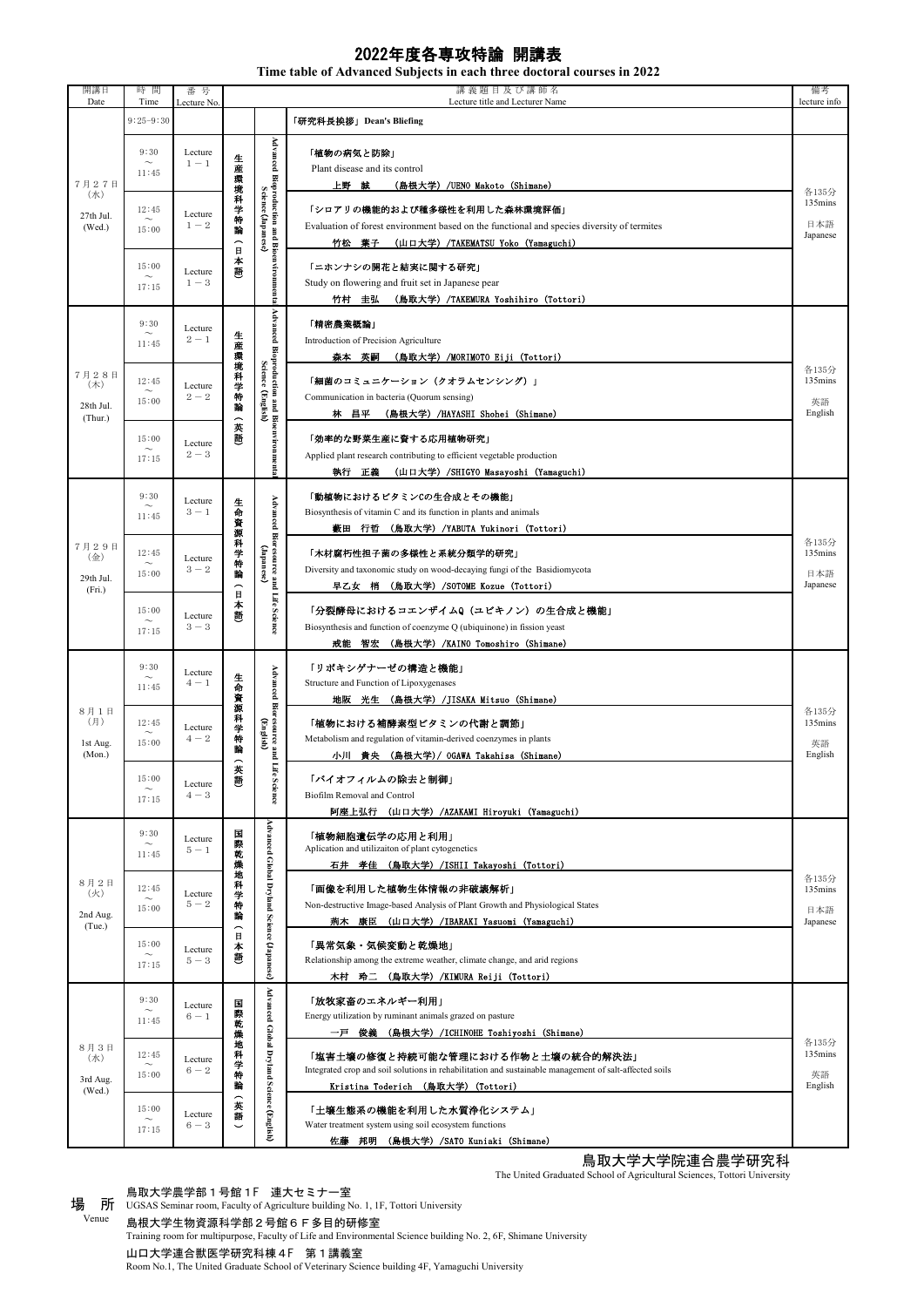# 2022年度各専攻特論 開講表

**Time table of Advanced Subjects in each three doctoral courses in 2022**

| 開講日 Date | 時間 Time | 番号 Lecture No. | | | 講義題目及び講師名 Lecture title and Lecturer Name | 備考 lecture info |
|---|---|---|---|---|---|---|
| | 9:25~9:30 | | | | 「研究科長挨拶」 Dean's Bliefing | |
| 7月27日（水） 27th Jul. (Wed.) | 9:30～11:45 | Lecture 1－1 | 生産環境科学特論（日本語） | Advanced Bioproduction and Bioenvironmental Science (Japanese) | 「植物の病気と防除」 Plant disease and its control 上野　誠　(島根大学) /UENO Makoto (Shimane) | 各135分 135mins 日本語 Japanese |
| | 12:45～15:00 | Lecture 1－2 | | | 「シロアリの機能的および種多様性を利用した森林環境評価」 Evaluation of forest environment based on the functional and species diversity of termites 竹松　葉子　(山口大学) /TAKEMATSU Yoko (Yamaguchi) | |
| | 15:00～17:15 | Lecture 1－3 | | | 「ニホンナシの開花と結実に関する研究」 Study on flowering and fruit set in Japanese pear 竹村　圭弘　(鳥取大学) /TAKEMURA Yoshihiro (Tottori) | |
| 7月28日（木） 28th Jul. (Thur.) | 9:30～11:45 | Lecture 2－1 | 生産環境科学特論（英語） | Advanced Bioproduction and Bioenvironmental Science (English) | 「精密農業概論」 Introduction of Precision Agriculture 森本　英嗣　(鳥取大学) /MORIMOTO Eiji (Tottori) | 各135分 135mins 英語 English |
| | 12:45～15:00 | Lecture 2－2 | | | 「細菌のコミュニケーション（クオラムセンシング）」 Communication in bacteria (Quorum sensing) 林　昌平　(島根大学) /HAYASHI Shohei (Shimane) | |
| | 15:00～17:15 | Lecture 2－3 | | | 「効率的な野菜生産に資する応用植物研究」 Applied plant research contributing to efficient vegetable production 執行　正義　(山口大学) /SHIGYO Masayoshi (Yamaguchi) | |
| 7月29日（金） 29th Jul. (Fri.) | 9:30～11:45 | Lecture 3－1 | 生命資源科学特論（日本語） | Advanced Bioresource and Life Science (Japanese) | 「動植物におけるビタミンCの生合成とその機能」 Biosynthesis of vitamin C and its function in plants and animals 薮田　行哲　(鳥取大学) /YABUTA Yukinori (Tottori) | 各135分 135mins 日本語 Japanese |
| | 12:45～15:00 | Lecture 3－2 | | | 「木材腐朽性担子菌の多様性と系統分類学的研究」 Diversity and taxonomic study on wood-decaying fungi of the Basidiomycota 早乙女　梢　(鳥取大学) /SOTOME Kozue (Tottori) | |
| | 15:00～17:15 | Lecture 3－3 | | | 「分裂酵母におけるコエンザイムQ（ユビキノン）の生合成と機能」 Biosynthesis and function of coenzyme Q (ubiquinone) in fission yeast 戒能　智宏　(島根大学) /KAINO Tomoshiro (Shimane) | |
| 8月1日（月） 1st Aug. (Mon.) | 9:30～11:45 | Lecture 4－1 | 生命資源科学特論（英語） | Advanced Bioresource and Life Science (English) | 「リポキシゲナーゼの構造と機能」 Structure and Function of Lipoxygenases 地阪　光生　(島根大学) /JISAKA Mitsuo (Shimane) | 各135分 135mins 英語 English |
| | 12:45～15:00 | Lecture 4－2 | | | 「植物における補酵素型ビタミンの代謝と調節」 Metabolism and regulation of vitamin-derived coenzymes in plants 小川　貴央　(島根大学)/ OGAWA Takahisa (Shimane) | |
| | 15:00～17:15 | Lecture 4－3 | | | 「バイオフィルムの除去と制御」 Biofilm Removal and Control 阿座上弘行　(山口大学) /AZAKAMI Hiroyuki (Yamaguchi) | |
| 8月2日（火） 2nd Aug. (Tue.) | 9:30～11:45 | Lecture 5－1 | 国際乾燥地科学特論（日本語） | Advanced Global Dryland Science (Japanese) | 「植物細胞遺伝学の応用と利用」 Aplication and utilizaiton of plant cytogenetics 石井　孝佳　(鳥取大学) /ISHII Takayoshi (Tottori) | 各135分 135mins 日本語 Japanese |
| | 12:45～15:00 | Lecture 5－2 | | | 「画像を利用した植物生体情報の非破壊解析」 Non-destructive Image-based Analysis of Plant Growth and Physiological States 荊木　康臣　(山口大学) /IBARAKI Yasuomi (Yamaguchi) | |
| | 15:00～17:15 | Lecture 5－3 | | | 「異常気象・気候変動と乾燥地」 Relationship among the extreme weather, climate change, and arid regions 木村　玲二　(鳥取大学) /KIMURA Reiji (Tottori) | |
| 8月3日（水） 3rd Aug. (Wed.) | 9:30～11:45 | Lecture 6－1 | 国際乾燥地科学特論（英語） | Advanced Global Dryland Science (English) | 「放牧家畜のエネルギー利用」 Energy utilization by ruminant animals grazed on pasture 一戸　俊義　(島根大学) /ICHINOHE Toshiyoshi (Shimane) | 各135分 135mins 英語 English |
| | 12:45～15:00 | Lecture 6－2 | | | 「塩害土壌の修復と持続可能な管理における作物と土壌の統合的解決法」 Integrated crop and soil solutions in rehabilitation and sustainable management of salt-affected soils Kristina Toderich　(鳥取大学) (Tottori) | |
| | 15:00～17:15 | Lecture 6－3 | | | 「土壌生態系の機能を利用した水質浄化システム」 Water treatment system using soil ecosystem functions 佐藤　邦明　(島根大学) /SATO Kuniaki (Shimane) | |

鳥取大学大学院連合農学研究科
The United Graduated School of Agricultural Sciences, Tottori University

場　所 Venue

鳥取大学農学部１号館１F　連大セミナー室
UGSAS Seminar room, Faculty of Agriculture building No. 1, 1F, Tottori University

島根大学生物資源科学部２号館６Ｆ多目的研修室
Training room for multipurpose, Faculty of Life and Environmental Science building No. 2, 6F, Shimane University

山口大学連合獣医学研究科棟４F　第１講義室
Room No.1, The United Graduate School of Veterinary Science building 4F, Yamaguchi University